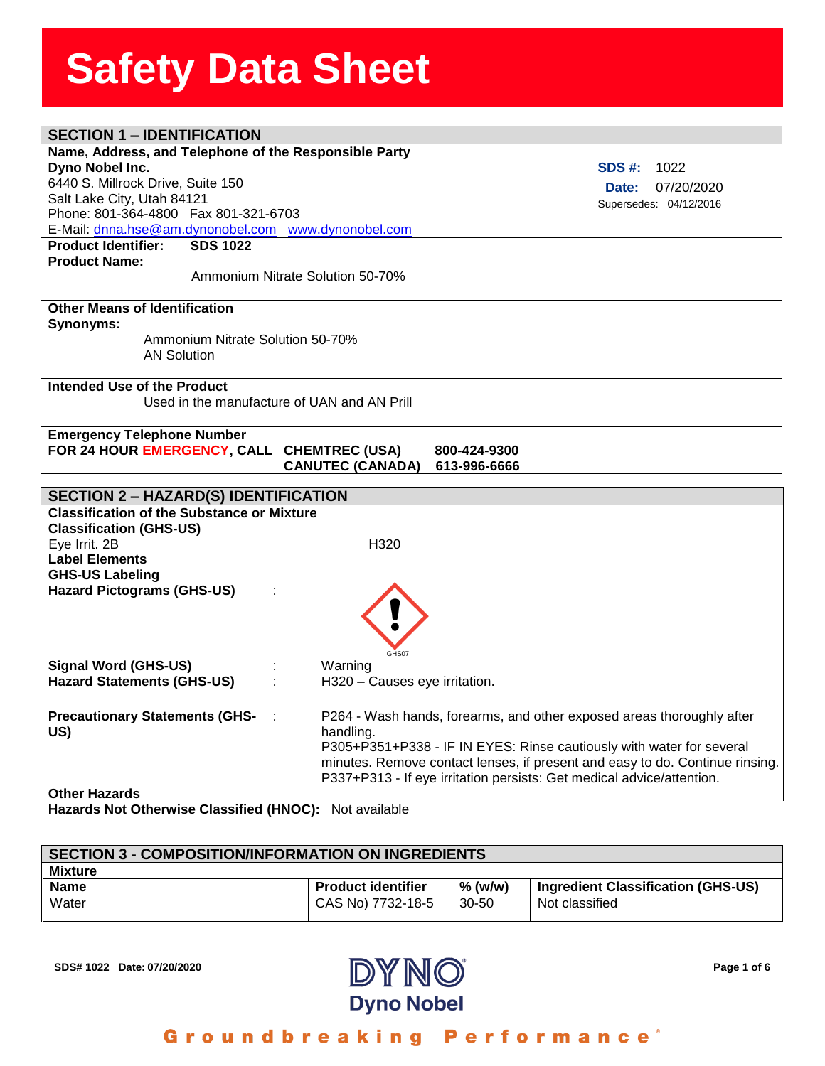# Safety Data Sheet

## SECTION 1 – IDENTIFICATION

**Name, Address, and Telephone of the Responsible Party**

**Dyno Nobel Inc.**
6440 S. Millrock Drive, Suite 150
Salt Lake City, Utah 84121
Phone: 801-364-4800 Fax 801-321-6703
E-Mail: dnna.hse@am.dynonobel.com www.dynonobel.com

**SDS #:** 1022
**Date:** 07/20/2020
Supersedes: 04/12/2016

**Product Identifier:** **SDS 1022**

**Product Name:**

Ammonium Nitrate Solution 50-70%

**Other Means of Identification**

**Synonyms:**

Ammonium Nitrate Solution 50-70%
AN Solution

**Intended Use of the Product**

Used in the manufacture of UAN and AN Prill

**Emergency Telephone Number**

**FOR 24 HOUR EMERGENCY, CALL** **CHEMTREC (USA)** **800-424-9300**
**CANUTEC (CANADA)** **613-996-6666**

## SECTION 2 – HAZARD(S) IDENTIFICATION

**Classification of the Substance or Mixture**

**Classification (GHS-US)**

Eye Irrit. 2B H320

**Label Elements**

**GHS-US Labeling**

**Hazard Pictograms (GHS-US)** : GHS07

**Signal Word (GHS-US)** : Warning

**Hazard Statements (GHS-US)** : H320 – Causes eye irritation.

**Precautionary Statements (GHS-US)** : P264 - Wash hands, forearms, and other exposed areas thoroughly after handling.
P305+P351+P338 - IF IN EYES: Rinse cautiously with water for several minutes. Remove contact lenses, if present and easy to do. Continue rinsing.
P337+P313 - If eye irritation persists: Get medical advice/attention.

**Other Hazards**

**Hazards Not Otherwise Classified (HNOC):** Not available

## SECTION 3 - COMPOSITION/INFORMATION ON INGREDIENTS

**Mixture**

| Name | Product identifier | % (w/w) | Ingredient Classification (GHS-US) |
|---|---|---|---|
| Water | CAS No) 7732-18-5 | 30-50 | Not classified |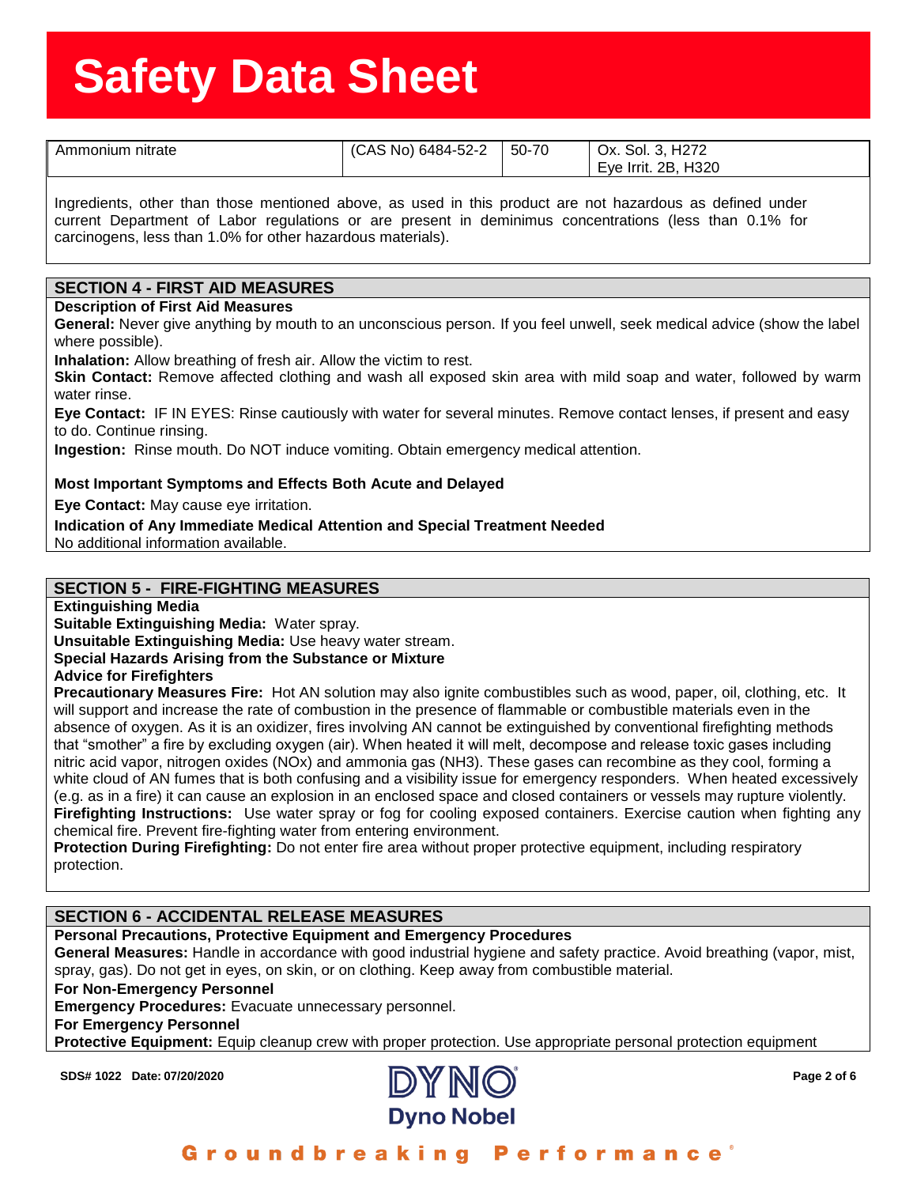| Ammonium nitrate | (CAS No) 6484-52-2 | 50-70 | Ox. Sol. 3, H272<br>Eye Irrit. 2B, H320 |
|---|---|---|---|

Ingredients, other than those mentioned above, as used in this product are not hazardous as defined under current Department of Labor regulations or are present in deminimus concentrations (less than 0.1% for carcinogens, less than 1.0% for other hazardous materials).

## SECTION 4 - FIRST AID MEASURES

**Description of First Aid Measures**

**General:** Never give anything by mouth to an unconscious person. If you feel unwell, seek medical advice (show the label where possible).

**Inhalation:** Allow breathing of fresh air. Allow the victim to rest.

**Skin Contact:** Remove affected clothing and wash all exposed skin area with mild soap and water, followed by warm water rinse.

**Eye Contact:** IF IN EYES: Rinse cautiously with water for several minutes. Remove contact lenses, if present and easy to do. Continue rinsing.

**Ingestion:** Rinse mouth. Do NOT induce vomiting. Obtain emergency medical attention.

**Most Important Symptoms and Effects Both Acute and Delayed**

**Eye Contact:** May cause eye irritation.

**Indication of Any Immediate Medical Attention and Special Treatment Needed**

No additional information available.

## SECTION 5 - FIRE-FIGHTING MEASURES

**Extinguishing Media**

**Suitable Extinguishing Media:** Water spray.

**Unsuitable Extinguishing Media:** Use heavy water stream.

**Special Hazards Arising from the Substance or Mixture**

**Advice for Firefighters**

**Precautionary Measures Fire:** Hot AN solution may also ignite combustibles such as wood, paper, oil, clothing, etc. It will support and increase the rate of combustion in the presence of flammable or combustible materials even in the absence of oxygen. As it is an oxidizer, fires involving AN cannot be extinguished by conventional firefighting methods that "smother" a fire by excluding oxygen (air). When heated it will melt, decompose and release toxic gases including nitric acid vapor, nitrogen oxides (NOx) and ammonia gas ($NH_3$). These gases can recombine as they cool, forming a white cloud of AN fumes that is both confusing and a visibility issue for emergency responders. When heated excessively (e.g. as in a fire) it can cause an explosion in an enclosed space and closed containers or vessels may rupture violently.

**Firefighting Instructions:** Use water spray or fog for cooling exposed containers. Exercise caution when fighting any chemical fire. Prevent fire-fighting water from entering environment.

**Protection During Firefighting:** Do not enter fire area without proper protective equipment, including respiratory protection.

## SECTION 6 - ACCIDENTAL RELEASE MEASURES

**Personal Precautions, Protective Equipment and Emergency Procedures**

**General Measures:** Handle in accordance with good industrial hygiene and safety practice. Avoid breathing (vapor, mist, spray, gas). Do not get in eyes, on skin, or on clothing. Keep away from combustible material.

**For Non-Emergency Personnel**

**Emergency Procedures:** Evacuate unnecessary personnel.

**For Emergency Personnel**

**Protective Equipment:** Equip cleanup crew with proper protection. Use appropriate personal protection equipment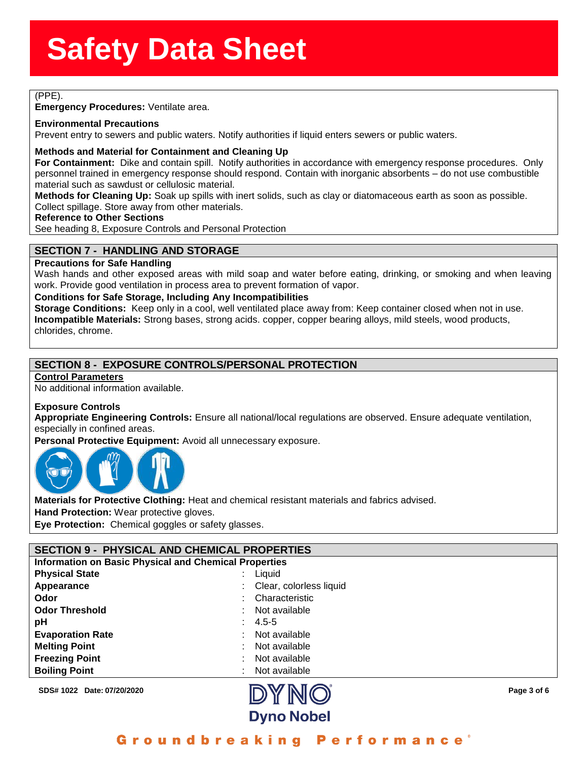(PPE).

**Emergency Procedures:** Ventilate area.

**Environmental Precautions**

Prevent entry to sewers and public waters. Notify authorities if liquid enters sewers or public waters.

**Methods and Material for Containment and Cleaning Up**

**For Containment:** Dike and contain spill. Notify authorities in accordance with emergency response procedures. Only personnel trained in emergency response should respond. Contain with inorganic absorbents – do not use combustible material such as sawdust or cellulosic material.

**Methods for Cleaning Up:** Soak up spills with inert solids, such as clay or diatomaceous earth as soon as possible. Collect spillage. Store away from other materials.

**Reference to Other Sections**

See heading 8, Exposure Controls and Personal Protection

## SECTION 7 - HANDLING AND STORAGE

**Precautions for Safe Handling**

Wash hands and other exposed areas with mild soap and water before eating, drinking, or smoking and when leaving work. Provide good ventilation in process area to prevent formation of vapor.

**Conditions for Safe Storage, Including Any Incompatibilities**

**Storage Conditions:** Keep only in a cool, well ventilated place away from: Keep container closed when not in use.

**Incompatible Materials:** Strong bases, strong acids. copper, copper bearing alloys, mild steels, wood products, chlorides, chrome.

## SECTION 8 - EXPOSURE CONTROLS/PERSONAL PROTECTION

**Control Parameters**

No additional information available.

**Exposure Controls**

**Appropriate Engineering Controls:** Ensure all national/local regulations are observed. Ensure adequate ventilation, especially in confined areas.

**Personal Protective Equipment:** Avoid all unnecessary exposure.

**Materials for Protective Clothing:** Heat and chemical resistant materials and fabrics advised.

**Hand Protection:** Wear protective gloves.

**Eye Protection:** Chemical goggles or safety glasses.

## SECTION 9 - PHYSICAL AND CHEMICAL PROPERTIES

**Information on Basic Physical and Chemical Properties**

| Property | Value |
|---|---|
| **Physical State** | Liquid |
| **Appearance** | Clear, colorless liquid |
| **Odor** | Characteristic |
| **Odor Threshold** | Not available |
| **pH** | 4.5-5 |
| **Evaporation Rate** | Not available |
| **Melting Point** | Not available |
| **Freezing Point** | Not available |
| **Boiling Point** | Not available |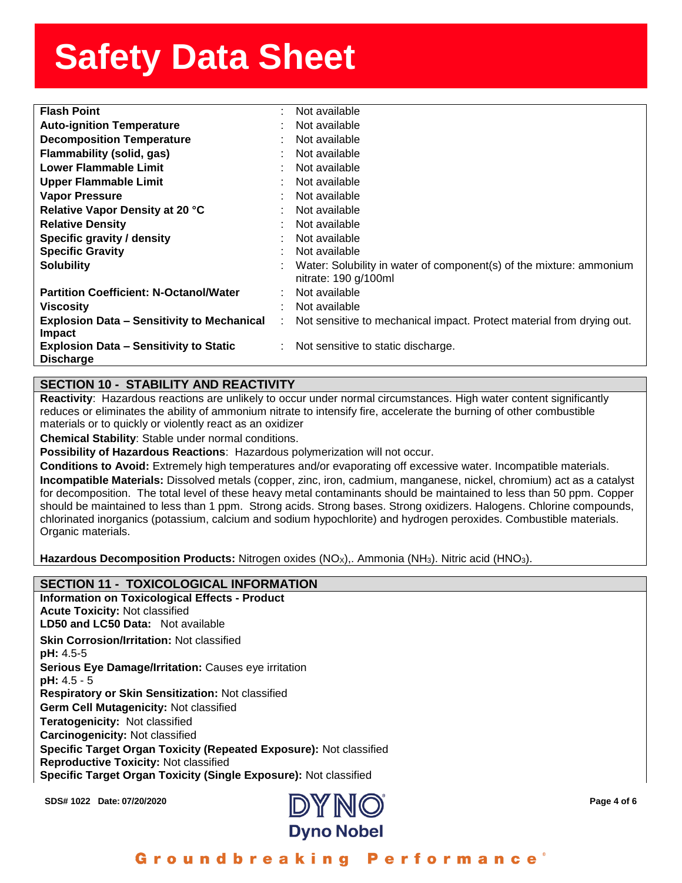| Property | Value |
|---|---|
| **Flash Point** | Not available |
| **Auto-ignition Temperature** | Not available |
| **Decomposition Temperature** | Not available |
| **Flammability (solid, gas)** | Not available |
| **Lower Flammable Limit** | Not available |
| **Upper Flammable Limit** | Not available |
| **Vapor Pressure** | Not available |
| **Relative Vapor Density at 20 °C** | Not available |
| **Relative Density** | Not available |
| **Specific gravity / density** | Not available |
| **Specific Gravity** | Not available |
| **Solubility** | Water: Solubility in water of component(s) of the mixture: ammonium nitrate: 190 g/100ml |
| **Partition Coefficient: N-Octanol/Water** | Not available |
| **Viscosity** | Not available |
| **Explosion Data – Sensitivity to Mechanical Impact** | Not sensitive to mechanical impact. Protect material from drying out. |
| **Explosion Data – Sensitivity to Static Discharge** | Not sensitive to static discharge. |

## SECTION 10 - STABILITY AND REACTIVITY

**Reactivity**: Hazardous reactions are unlikely to occur under normal circumstances. High water content significantly reduces or eliminates the ability of ammonium nitrate to intensify fire, accelerate the burning of other combustible materials or to quickly or violently react as an oxidizer

**Chemical Stability**: Stable under normal conditions.

**Possibility of Hazardous Reactions**: Hazardous polymerization will not occur.

**Conditions to Avoid:** Extremely high temperatures and/or evaporating off excessive water. Incompatible materials.

**Incompatible Materials:** Dissolved metals (copper, zinc, iron, cadmium, manganese, nickel, chromium) act as a catalyst for decomposition. The total level of these heavy metal contaminants should be maintained to less than 50 ppm. Copper should be maintained to less than 1 ppm. Strong acids. Strong bases. Strong oxidizers. Halogens. Chlorine compounds, chlorinated inorganics (potassium, calcium and sodium hypochlorite) and hydrogen peroxides. Combustible materials. Organic materials.

**Hazardous Decomposition Products:** Nitrogen oxides ($NO_X$),. Ammonia ($NH_3$). Nitric acid ($HNO_3$).

## SECTION 11 - TOXICOLOGICAL INFORMATION

**Information on Toxicological Effects - Product**
**Acute Toxicity:** Not classified
**LD50 and LC50 Data:** Not available
**Skin Corrosion/Irritation:** Not classified
**pH:** 4.5-5
**Serious Eye Damage/Irritation:** Causes eye irritation
**pH:** 4.5 - 5
**Respiratory or Skin Sensitization:** Not classified
**Germ Cell Mutagenicity:** Not classified
**Teratogenicity:** Not classified
**Carcinogenicity:** Not classified
**Specific Target Organ Toxicity (Repeated Exposure):** Not classified
**Reproductive Toxicity:** Not classified
**Specific Target Organ Toxicity (Single Exposure):** Not classified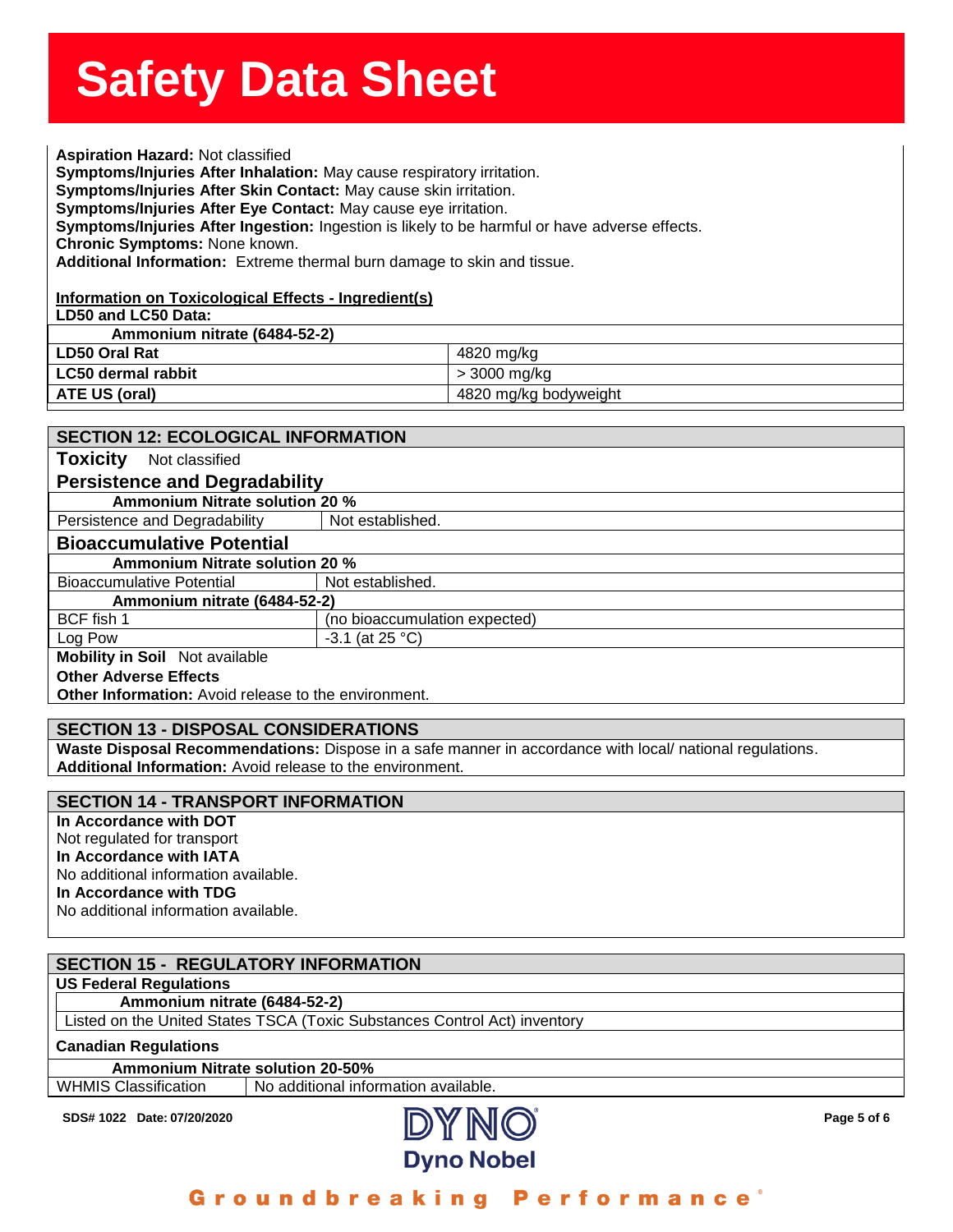**Aspiration Hazard:** Not classified
**Symptoms/Injuries After Inhalation:** May cause respiratory irritation.
**Symptoms/Injuries After Skin Contact:** May cause skin irritation.
**Symptoms/Injuries After Eye Contact:** May cause eye irritation.
**Symptoms/Injuries After Ingestion:** Ingestion is likely to be harmful or have adverse effects.
**Chronic Symptoms:** None known.
**Additional Information:** Extreme thermal burn damage to skin and tissue.

**Information on Toxicological Effects - Ingredient(s)**

**LD50 and LC50 Data:**

| Ammonium nitrate (6484-52-2) | |
|---|---|
| **LD50 Oral Rat** | 4820 mg/kg |
| **LC50 dermal rabbit** | > 3000 mg/kg |
| **ATE US (oral)** | 4820 mg/kg bodyweight |

## SECTION 12: ECOLOGICAL INFORMATION

**Toxicity** Not classified

### Persistence and Degradability

| Ammonium Nitrate solution 20 % | |
|---|---|
| Persistence and Degradability | Not established. |

### Bioaccumulative Potential

| Ammonium Nitrate solution 20 % | |
|---|---|
| Bioaccumulative Potential | Not established. |
| **Ammonium nitrate (6484-52-2)** | |
| BCF fish 1 | (no bioaccumulation expected) |
| Log Pow | -3.1 (at 25 °C) |

**Mobility in Soil** Not available

**Other Adverse Effects**

**Other Information:** Avoid release to the environment.

## SECTION 13 - DISPOSAL CONSIDERATIONS

**Waste Disposal Recommendations:** Dispose in a safe manner in accordance with local/ national regulations.
**Additional Information:** Avoid release to the environment.

## SECTION 14 - TRANSPORT INFORMATION

**In Accordance with DOT**
Not regulated for transport
**In Accordance with IATA**
No additional information available.
**In Accordance with TDG**
No additional information available.

## SECTION 15 - REGULATORY INFORMATION

**US Federal Regulations**

| Ammonium nitrate (6484-52-2) |
|---|
| Listed on the United States TSCA (Toxic Substances Control Act) inventory |

**Canadian Regulations**

| Ammonium Nitrate solution 20-50% | |
|---|---|
| WHMIS Classification | No additional information available. |

SDS# 1022 Date: 07/20/2020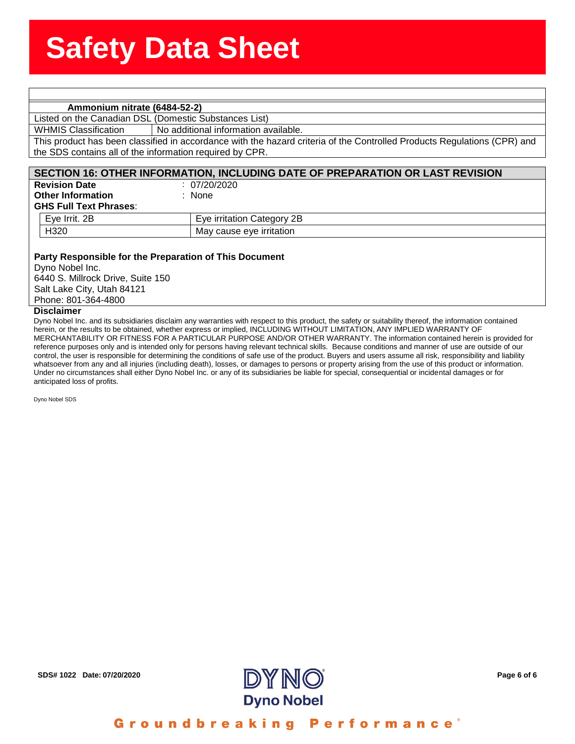**Ammonium nitrate (6484-52-2)**

Listed on the Canadian DSL (Domestic Substances List)

| | |
|---|---|
| WHMIS Classification | No additional information available. |

This product has been classified in accordance with the hazard criteria of the Controlled Products Regulations (CPR) and the SDS contains all of the information required by CPR.

## SECTION 16: OTHER INFORMATION, INCLUDING DATE OF PREPARATION OR LAST REVISION

**Revision Date** : 07/20/2020

**Other Information** : None

**GHS Full Text Phrases**:

| | |
|---|---|
| Eye Irrit. 2B | Eye irritation Category 2B |
| H320 | May cause eye irritation |

**Party Responsible for the Preparation of This Document**

Dyno Nobel Inc.
6440 S. Millrock Drive, Suite 150
Salt Lake City, Utah 84121
Phone: 801-364-4800

**Disclaimer**

Dyno Nobel Inc. and its subsidiaries disclaim any warranties with respect to this product, the safety or suitability thereof, the information contained herein, or the results to be obtained, whether express or implied, INCLUDING WITHOUT LIMITATION, ANY IMPLIED WARRANTY OF MERCHANTABILITY OR FITNESS FOR A PARTICULAR PURPOSE AND/OR OTHER WARRANTY. The information contained herein is provided for reference purposes only and is intended only for persons having relevant technical skills. Because conditions and manner of use are outside of our control, the user is responsible for determining the conditions of safe use of the product. Buyers and users assume all risk, responsibility and liability whatsoever from any and all injuries (including death), losses, or damages to persons or property arising from the use of this product or information. Under no circumstances shall either Dyno Nobel Inc. or any of its subsidiaries be liable for special, consequential or incidental damages or for anticipated loss of profits.

Dyno Nobel SDS